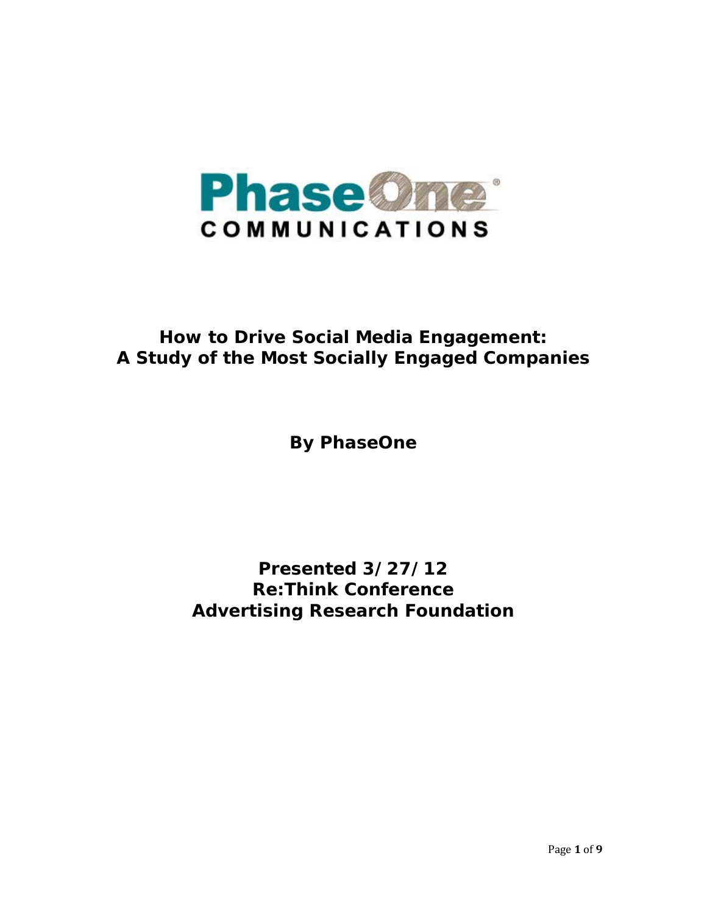PhaseOne

COMMUNICATIONS

# How to Drive Social Media Engagement: A Study of the Most Socially Engaged Companies

**By PhaseOne**

**Presented 3/27/12**
**Re:Think Conference**
**Advertising Research Foundation**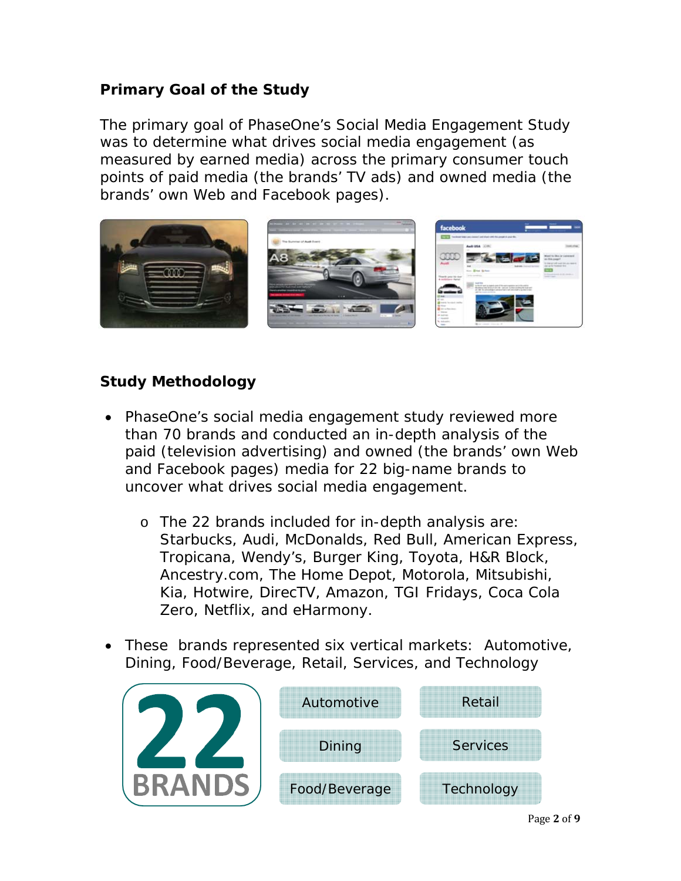## Primary Goal of the Study

The primary goal of PhaseOne's Social Media Engagement Study was to determine what drives social media engagement (as measured by earned media) across the primary consumer touch points of paid media (the brands' TV ads) and owned media (the brands' own Web and Facebook pages).

## Study Methodology

- PhaseOne's social media engagement study reviewed more than 70 brands and conducted an in-depth analysis of the paid (television advertising) and owned (the brands' own Web and Facebook pages) media for 22 big-name brands to uncover what drives social media engagement.
    - The 22 brands included for in-depth analysis are: Starbucks, Audi, McDonalds, Red Bull, American Express, Tropicana, Wendy's, Burger King, Toyota, H&R Block, Ancestry.com, The Home Depot, Motorola, Mitsubishi, Kia, Hotwire, DirecTV, Amazon, TGI Fridays, Coca Cola Zero, Netflix, and eHarmony.
- These brands represented six vertical markets: Automotive, Dining, Food/Beverage, Retail, Services, and Technology

**22 BRANDS**

| | |
|---|---|
| Automotive | Retail |
| Dining | Services |
| Food/Beverage | Technology |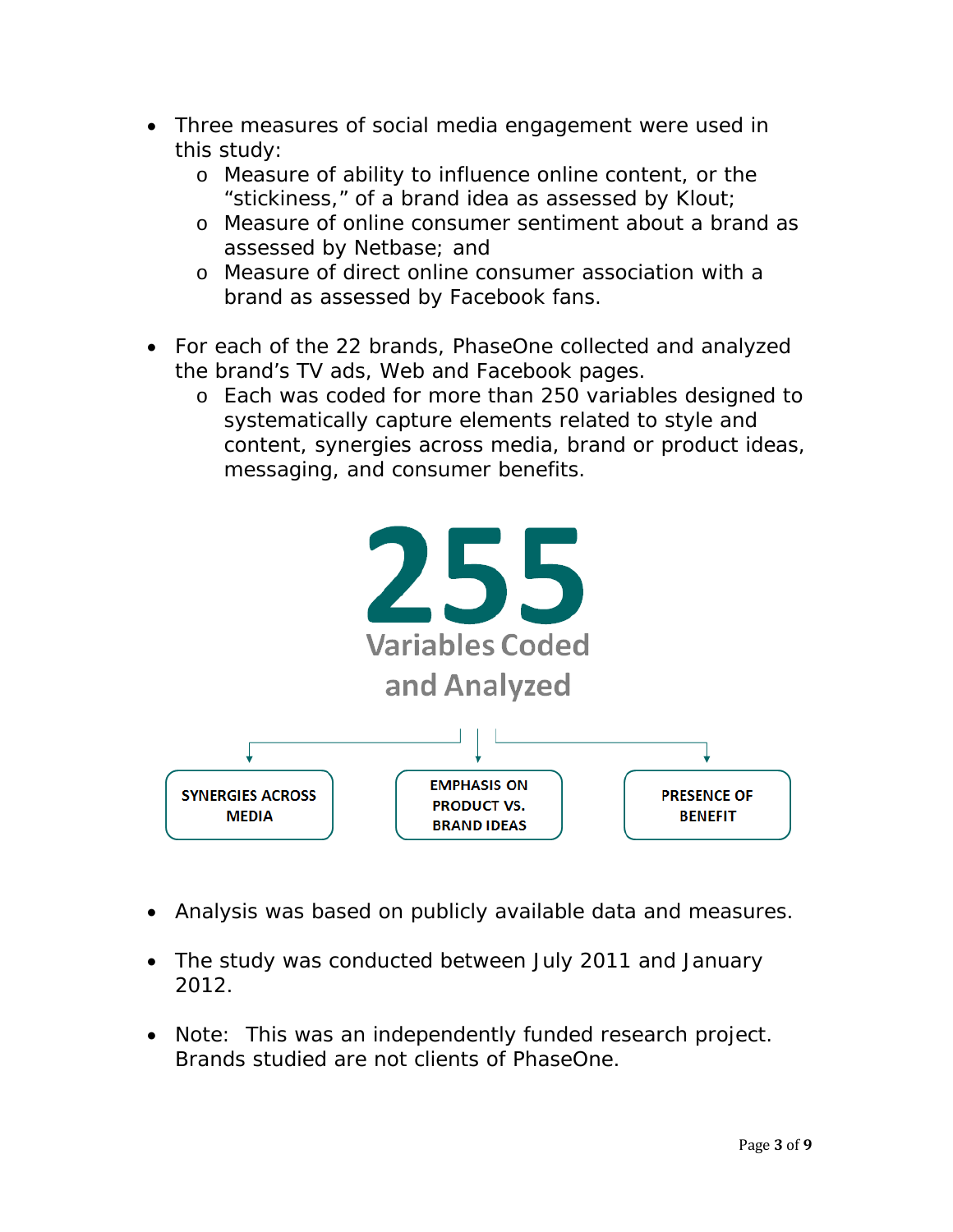- Three measures of social media engagement were used in this study:
  - Measure of ability to influence online content, or the "stickiness," of a brand idea as assessed by Klout;
  - Measure of online consumer sentiment about a brand as assessed by Netbase; and
  - Measure of direct online consumer association with a brand as assessed by Facebook fans.

- For each of the 22 brands, PhaseOne collected and analyzed the brand's TV ads, Web and Facebook pages.
  - Each was coded for more than 250 variables designed to systematically capture elements related to style and content, synergies across media, brand or product ideas, messaging, and consumer benefits.

**255**

**Variables Coded and Analyzed**

- SYNERGIES ACROSS MEDIA
- EMPHASIS ON PRODUCT VS. BRAND IDEAS
- PRESENCE OF BENEFIT

- Analysis was based on publicly available data and measures.

- The study was conducted between July 2011 and January 2012.

- Note: This was an independently funded research project. Brands studied are not clients of PhaseOne.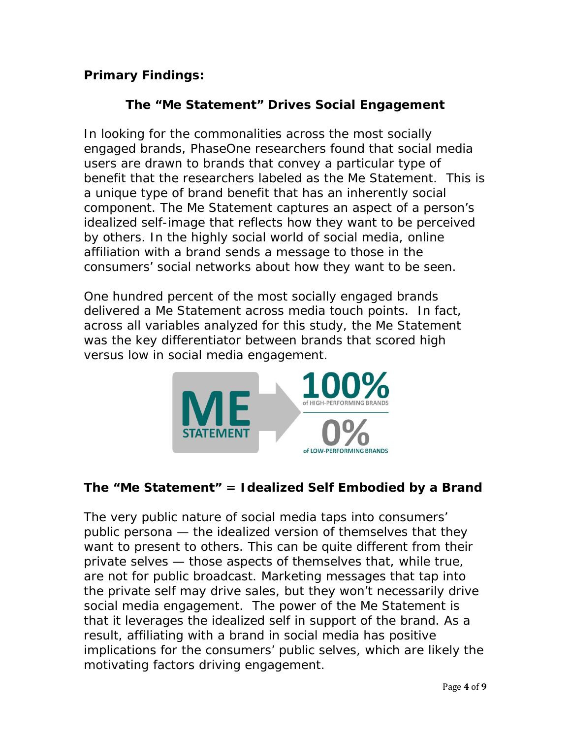**Primary Findings:**

## The "Me Statement" Drives Social Engagement

In looking for the commonalities across the most socially engaged brands, PhaseOne researchers found that social media users are drawn to brands that convey a particular type of benefit that the researchers labeled as the Me Statement. This is a unique type of brand benefit that has an inherently social component. The Me Statement captures an aspect of a person's idealized self-image that reflects how they want to be perceived by others. In the highly social world of social media, online affiliation with a brand sends a message to those in the consumers' social networks about how they want to be seen.

One hundred percent of the most socially engaged brands delivered a Me Statement across media touch points. In fact, across all variables analyzed for this study, the Me Statement was the key differentiator between brands that scored high versus low in social media engagement.

ME STATEMENT → 100% of HIGH-PERFORMING BRANDS / 0% of LOW-PERFORMING BRANDS

## The "Me Statement" = Idealized Self Embodied by a Brand

The very public nature of social media taps into consumers' public persona — the idealized version of themselves that they want to present to others. This can be quite different from their private selves — those aspects of themselves that, while true, are not for public broadcast. Marketing messages that tap into the private self may drive sales, but they won't necessarily drive social media engagement. The power of the Me Statement is that it leverages the idealized self in support of the brand. As a result, affiliating with a brand in social media has positive implications for the consumers' public selves, which are likely the motivating factors driving engagement.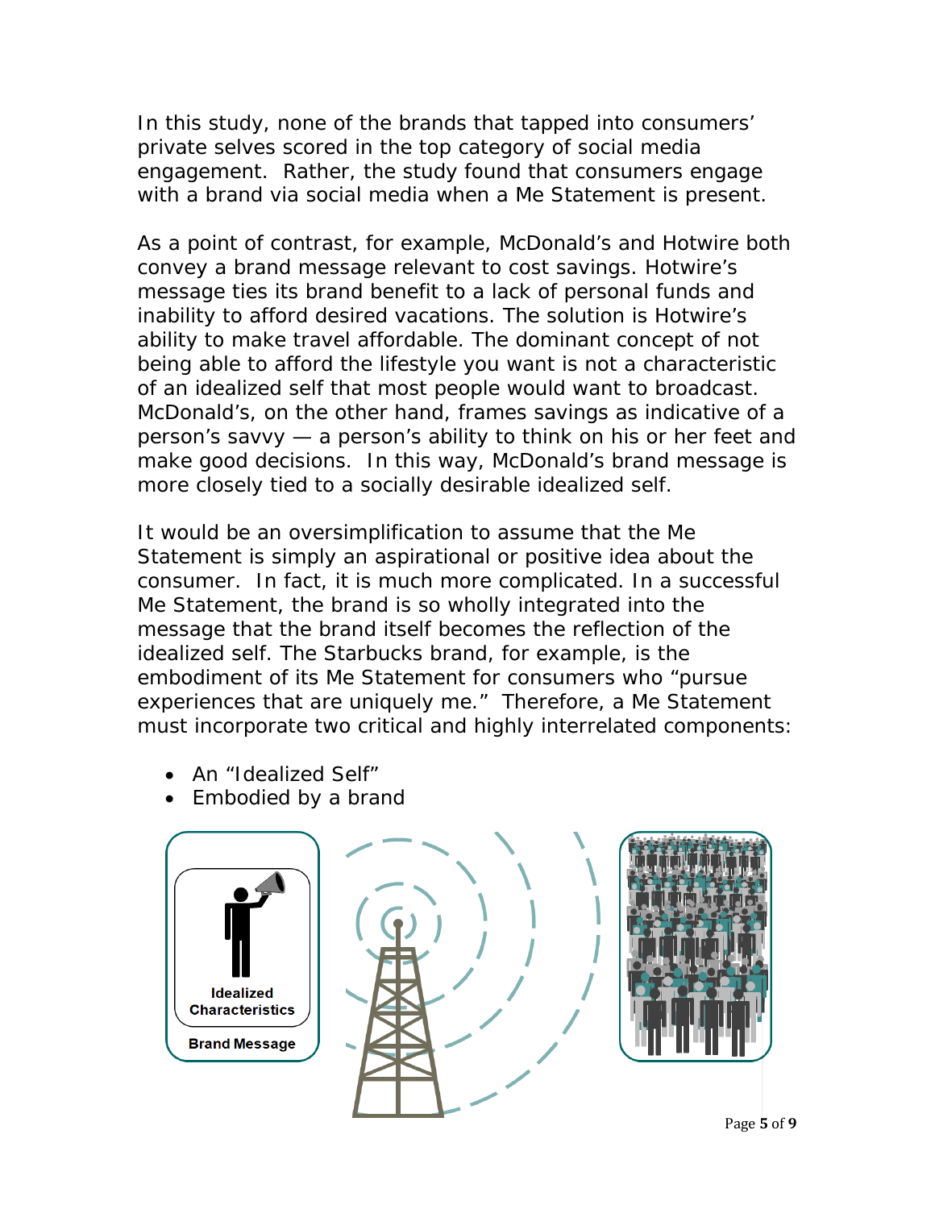In this study, none of the brands that tapped into consumers' private selves scored in the top category of social media engagement. Rather, the study found that consumers engage with a brand via social media when a Me Statement is present.

As a point of contrast, for example, McDonald's and Hotwire both convey a brand message relevant to cost savings. Hotwire's message ties its brand benefit to a lack of personal funds and inability to afford desired vacations. The solution is Hotwire's ability to make travel affordable. The dominant concept of not being able to afford the lifestyle you want is not a characteristic of an idealized self that most people would want to broadcast. McDonald's, on the other hand, frames savings as indicative of a person's savvy — a person's ability to think on his or her feet and make good decisions. In this way, McDonald's brand message is more closely tied to a socially desirable idealized self.

It would be an oversimplification to assume that the Me Statement is simply an aspirational or positive idea about the consumer. In fact, it is much more complicated. In a successful Me Statement, the brand is so wholly integrated into the message that the brand itself becomes the reflection of the idealized self. The Starbucks brand, for example, is the embodiment of its Me Statement for consumers who "pursue experiences that are uniquely me." Therefore, a Me Statement must incorporate two critical and highly interrelated components:

- An "Idealized Self"
- Embodied by a brand

Idealized Characteristics

Brand Message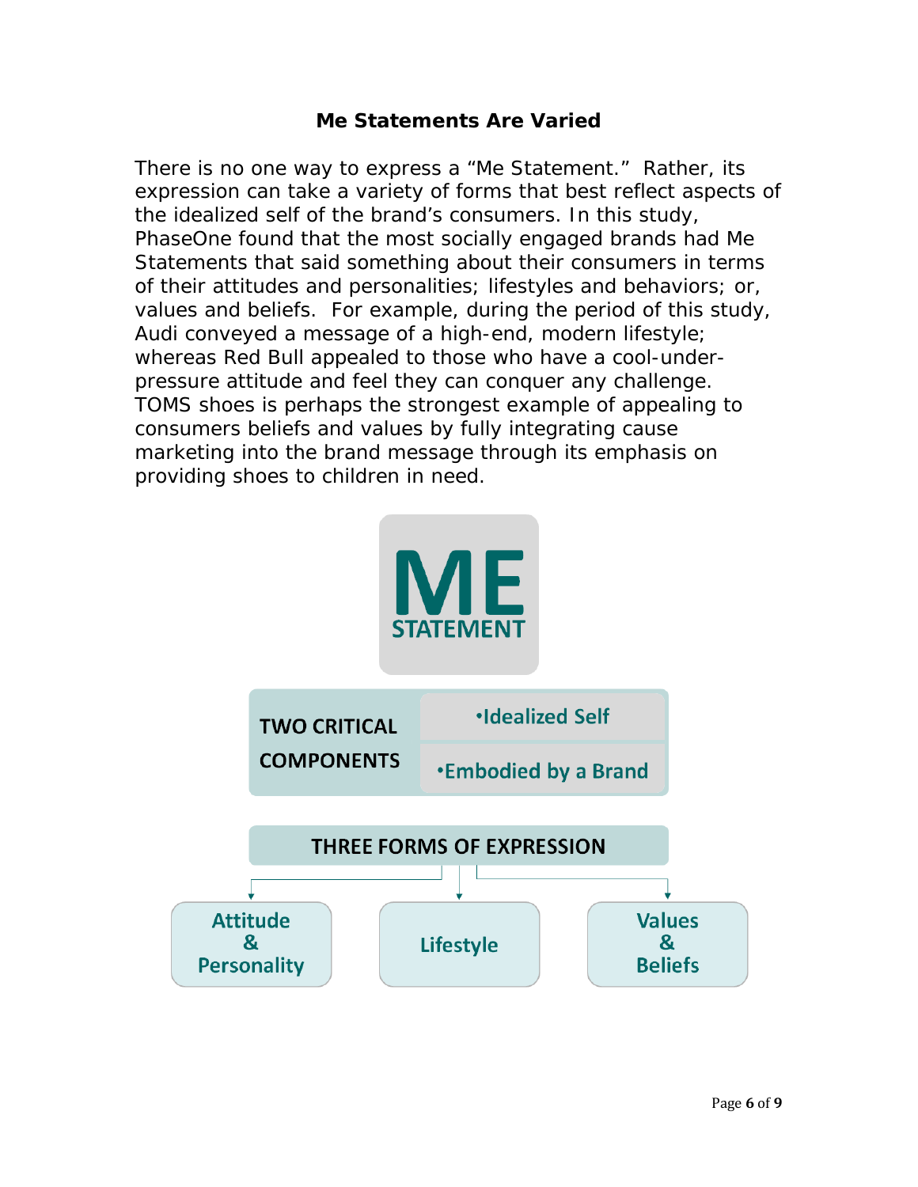## Me Statements Are Varied

There is no one way to express a "Me Statement." Rather, its expression can take a variety of forms that best reflect aspects of the idealized self of the brand's consumers. In this study, PhaseOne found that the most socially engaged brands had Me Statements that said something about their consumers in terms of their attitudes and personalities; lifestyles and behaviors; or, values and beliefs. For example, during the period of this study, Audi conveyed a message of a high-end, modern lifestyle; whereas Red Bull appealed to those who have a cool-under-pressure attitude and feel they can conquer any challenge. TOMS shoes is perhaps the strongest example of appealing to consumers beliefs and values by fully integrating cause marketing into the brand message through its emphasis on providing shoes to children in need.

**ME STATEMENT**

**TWO CRITICAL COMPONENTS**

- Idealized Self
- Embodied by a Brand

**THREE FORMS OF EXPRESSION**

- Attitude & Personality
- Lifestyle
- Values & Beliefs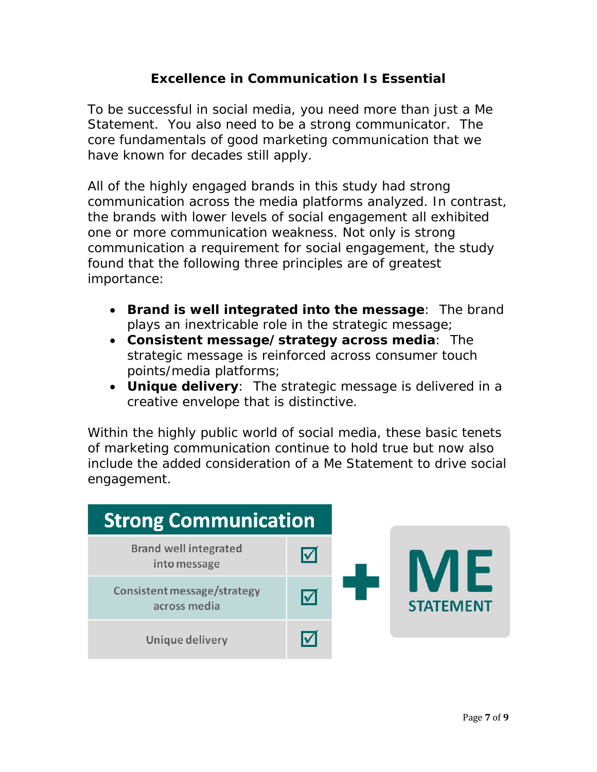## Excellence in Communication Is Essential

To be successful in social media, you need more than just a Me Statement. You also need to be a strong communicator. The core fundamentals of good marketing communication that we have known for decades still apply.

All of the highly engaged brands in this study had strong communication across the media platforms analyzed. In contrast, the brands with lower levels of social engagement all exhibited one or more communication weakness. Not only is strong communication a requirement for social engagement, the study found that the following three principles are of greatest importance:

- **Brand is well integrated into the message**: The brand plays an inextricable role in the strategic message;
- **Consistent message/strategy across media**: The strategic message is reinforced across consumer touch points/media platforms;
- **Unique delivery**: The strategic message is delivered in a creative envelope that is distinctive.

Within the highly public world of social media, these basic tenets of marketing communication continue to hold true but now also include the added consideration of a Me Statement to drive social engagement.

| Strong Communication | |
|---|---|
| Brand well integrated into message | ☑ |
| Consistent message/strategy across media | ☑ |
| Unique delivery | ☑ |

\+ ME STATEMENT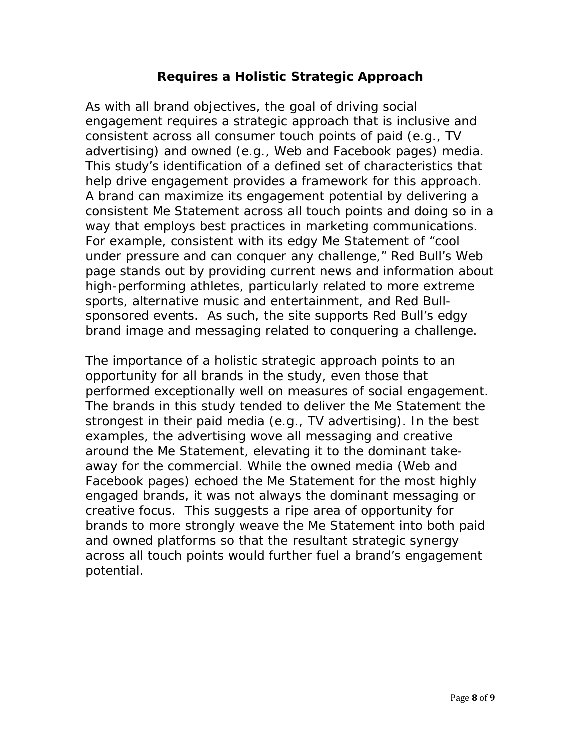## Requires a Holistic Strategic Approach

As with all brand objectives, the goal of driving social engagement requires a strategic approach that is inclusive and consistent across all consumer touch points of paid (e.g., TV advertising) and owned (e.g., Web and Facebook pages) media. This study's identification of a defined set of characteristics that help drive engagement provides a framework for this approach. A brand can maximize its engagement potential by delivering a consistent Me Statement across all touch points and doing so in a way that employs best practices in marketing communications. For example, consistent with its edgy Me Statement of "cool under pressure and can conquer any challenge," Red Bull's Web page stands out by providing current news and information about high-performing athletes, particularly related to more extreme sports, alternative music and entertainment, and Red Bull-sponsored events. As such, the site supports Red Bull's edgy brand image and messaging related to conquering a challenge.

The importance of a holistic strategic approach points to an opportunity for all brands in the study, even those that performed exceptionally well on measures of social engagement. The brands in this study tended to deliver the Me Statement the strongest in their paid media (e.g., TV advertising). In the best examples, the advertising wove all messaging and creative around the Me Statement, elevating it to the dominant take-away for the commercial. While the owned media (Web and Facebook pages) echoed the Me Statement for the most highly engaged brands, it was not always the dominant messaging or creative focus. This suggests a ripe area of opportunity for brands to more strongly weave the Me Statement into both paid and owned platforms so that the resultant strategic synergy across all touch points would further fuel a brand's engagement potential.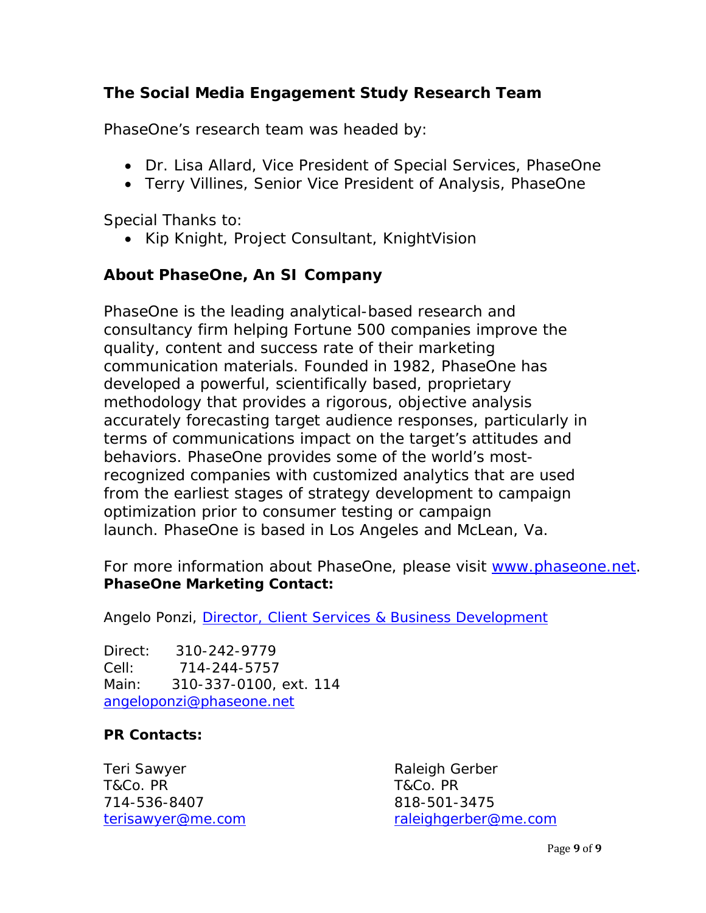### The Social Media Engagement Study Research Team

PhaseOne's research team was headed by:

- Dr. Lisa Allard, Vice President of Special Services, PhaseOne
- Terry Villines, Senior Vice President of Analysis, PhaseOne

Special Thanks to:

- Kip Knight, Project Consultant, KnightVision

### About PhaseOne, An SI Company

PhaseOne is the leading analytical-based research and consultancy firm helping Fortune 500 companies improve the quality, content and success rate of their marketing communication materials. Founded in 1982, PhaseOne has developed a powerful, scientifically based, proprietary methodology that provides a rigorous, objective analysis accurately forecasting target audience responses, particularly in terms of communications impact on the target's attitudes and behaviors. PhaseOne provides some of the world's most-recognized companies with customized analytics that are used from the earliest stages of strategy development to campaign optimization prior to consumer testing or campaign launch. PhaseOne is based in Los Angeles and McLean, Va.

For more information about PhaseOne, please visit www.phaseone.net.

**PhaseOne Marketing Contact:**

Angelo Ponzi, Director, Client Services & Business Development

Direct: 310-242-9779
Cell: 714-244-5757
Main: 310-337-0100, ext. 114
angeloponzi@phaseone.net

**PR Contacts:**

Teri Sawyer
T&Co. PR
714-536-8407
terisawyer@me.com

Raleigh Gerber
T&Co. PR
818-501-3475
raleighgerber@me.com